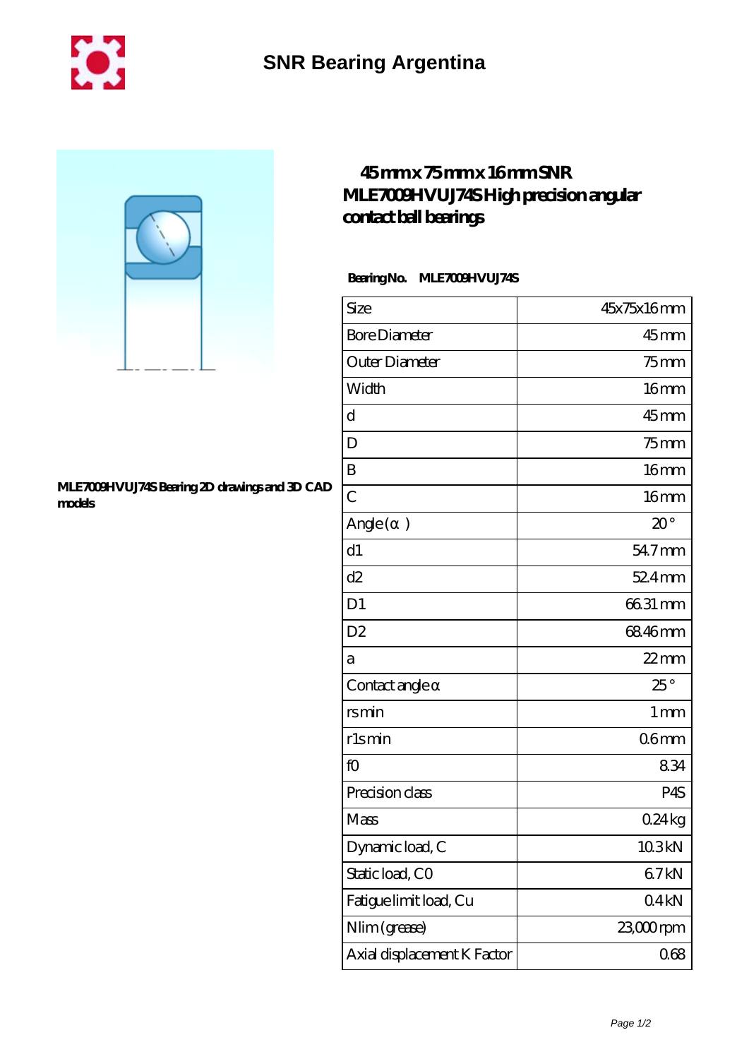# SNR Bearing Argentina

## 45 mm x 75 mm x 16 mm SNR MLE7009HVUJ74S High precision angular contact ball bearings

MLE7009HVUJ74S Bearing 2D drawings and 3D CAD models

**Bearing No.** MLE7009HVUJ74S

| | |
|---|---|
| Size | 45x75x16 mm |
| Bore Diameter | 45 mm |
| Outer Diameter | 75 mm |
| Width | 16 mm |
| d | 45 mm |
| D | 75 mm |
| B | 16 mm |
| C | 16 mm |
| Angle (α) | 20 ° |
| d1 | 54.7 mm |
| d2 | 52.4 mm |
| D1 | 66.31 mm |
| D2 | 68.46 mm |
| a | 22 mm |
| Contact angle α | 25 ° |
| rs min | 1 mm |
| r1s min | 0.6 mm |
| f0 | 8.34 |
| Precision class | P4S |
| Mass | 0.24 kg |
| Dynamic load, C | 10.3 kN |
| Static load, C0 | 6.7 kN |
| Fatigue limit load, Cu | 0.4 kN |
| Nlim (grease) | 23,000 rpm |
| Axial displacement K Factor | 0.68 |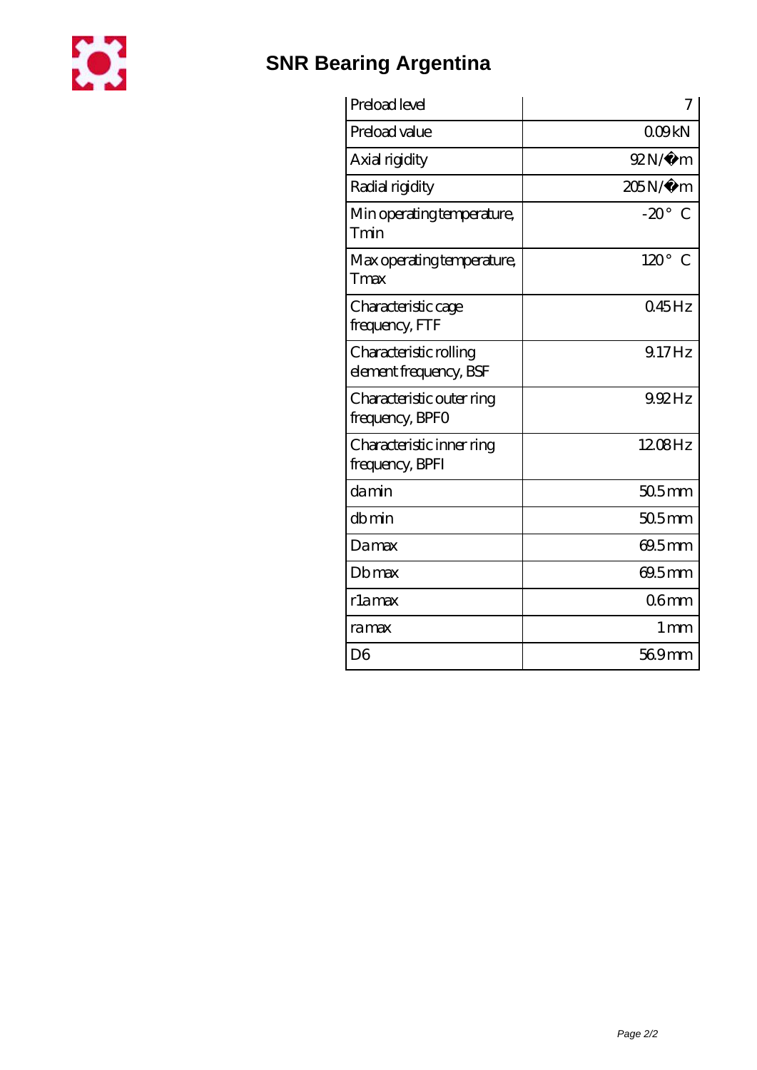| | |
|---|---|
| Preload level | 7 |
| Preload value | 0.09 kN |
| Axial rigidity | 92 N/µm |
| Radial rigidity | 205 N/µm |
| Min operating temperature, Tmin | -20 ° C |
| Max operating temperature, Tmax | 120 ° C |
| Characteristic cage frequency, FTF | 0.45 Hz |
| Characteristic rolling element frequency, BSF | 9.17 Hz |
| Characteristic outer ring frequency, BPFO | 9.92 Hz |
| Characteristic inner ring frequency, BPFI | 12.08 Hz |
| da min | 50.5 mm |
| db min | 50.5 mm |
| Da max | 69.5 mm |
| Db max | 69.5 mm |
| r1a max | 0.6 mm |
| ra max | 1 mm |
| D6 | 56.9 mm |